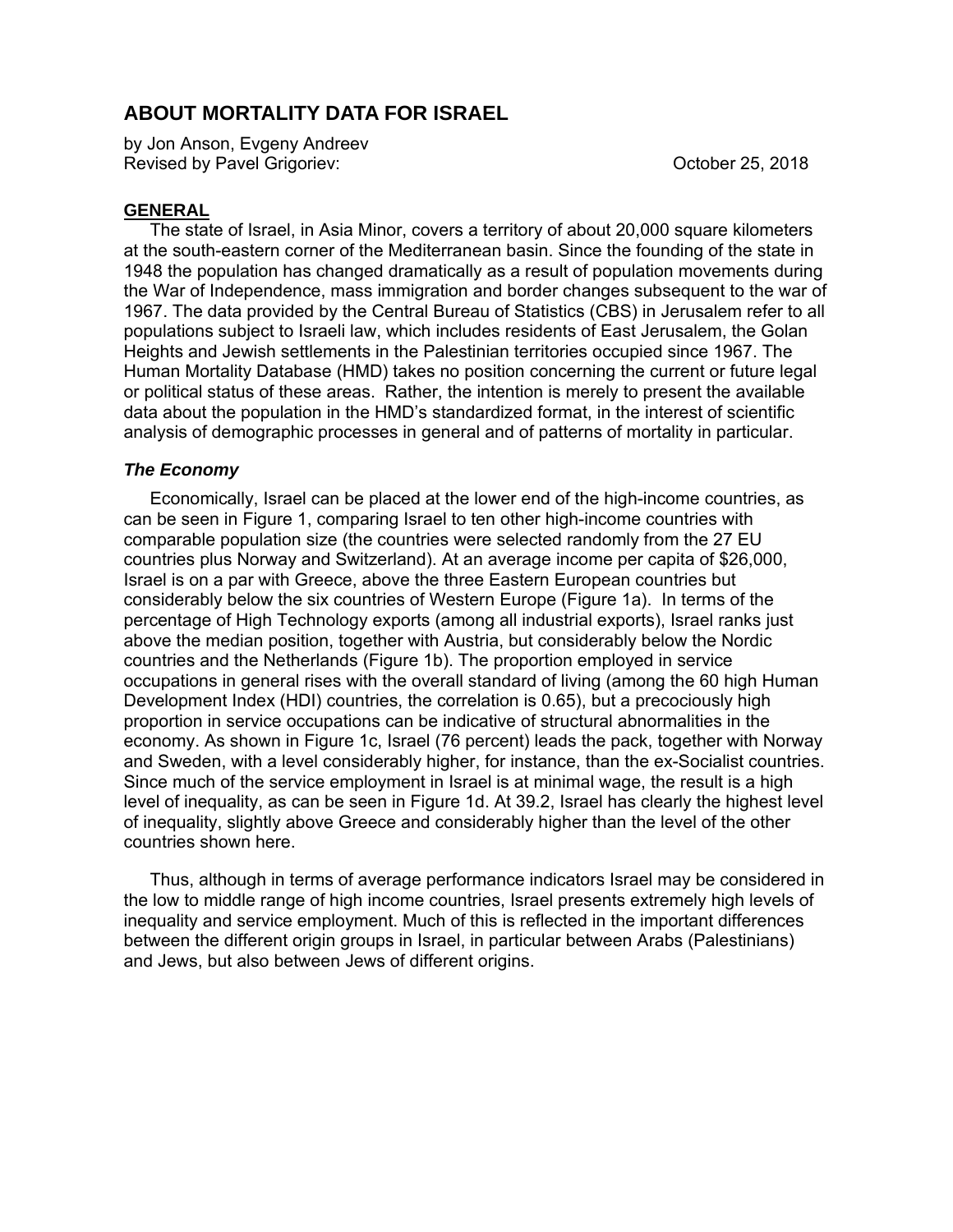# ABOUT MORTALITY DATA FOR ISRAEL

by Jon Anson, Evgeny Andreev
Revised by Pavel Grigoriev: October 25, 2018

## GENERAL

The state of Israel, in Asia Minor, covers a territory of about 20,000 square kilometers at the south-eastern corner of the Mediterranean basin. Since the founding of the state in 1948 the population has changed dramatically as a result of population movements during the War of Independence, mass immigration and border changes subsequent to the war of 1967. The data provided by the Central Bureau of Statistics (CBS) in Jerusalem refer to all populations subject to Israeli law, which includes residents of East Jerusalem, the Golan Heights and Jewish settlements in the Palestinian territories occupied since 1967. The Human Mortality Database (HMD) takes no position concerning the current or future legal or political status of these areas. Rather, the intention is merely to present the available data about the population in the HMD's standardized format, in the interest of scientific analysis of demographic processes in general and of patterns of mortality in particular.

### *The Economy*

Economically, Israel can be placed at the lower end of the high-income countries, as can be seen in Figure 1, comparing Israel to ten other high-income countries with comparable population size (the countries were selected randomly from the 27 EU countries plus Norway and Switzerland). At an average income per capita of $26,000, Israel is on a par with Greece, above the three Eastern European countries but considerably below the six countries of Western Europe (Figure 1a). In terms of the percentage of High Technology exports (among all industrial exports), Israel ranks just above the median position, together with Austria, but considerably below the Nordic countries and the Netherlands (Figure 1b). The proportion employed in service occupations in general rises with the overall standard of living (among the 60 high Human Development Index (HDI) countries, the correlation is 0.65), but a precociously high proportion in service occupations can be indicative of structural abnormalities in the economy. As shown in Figure 1c, Israel (76 percent) leads the pack, together with Norway and Sweden, with a level considerably higher, for instance, than the ex-Socialist countries. Since much of the service employment in Israel is at minimal wage, the result is a high level of inequality, as can be seen in Figure 1d. At 39.2, Israel has clearly the highest level of inequality, slightly above Greece and considerably higher than the level of the other countries shown here.

Thus, although in terms of average performance indicators Israel may be considered in the low to middle range of high income countries, Israel presents extremely high levels of inequality and service employment. Much of this is reflected in the important differences between the different origin groups in Israel, in particular between Arabs (Palestinians) and Jews, but also between Jews of different origins.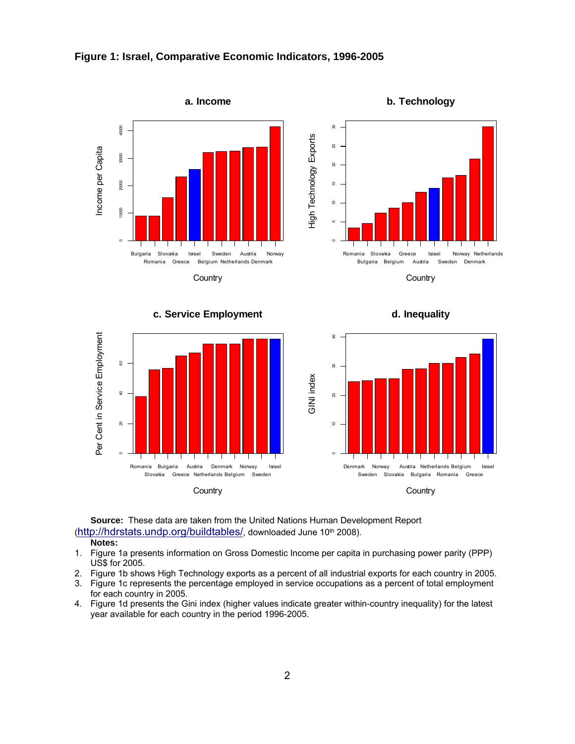**Figure 1: Israel, Comparative Economic Indicators, 1996-2005**

**Source:** These data are taken from the United Nations Human Development Report (http://hdrstats.undp.org/buildtables/, downloaded June 10th 2008).

**Notes:**

1. Figure 1a presents information on Gross Domestic Income per capita in purchasing power parity (PPP) US$ for 2005.
2. Figure 1b shows High Technology exports as a percent of all industrial exports for each country in 2005.
3. Figure 1c represents the percentage employed in service occupations as a percent of total employment for each country in 2005.
4. Figure 1d presents the Gini index (higher values indicate greater within-country inequality) for the latest year available for each country in the period 1996-2005.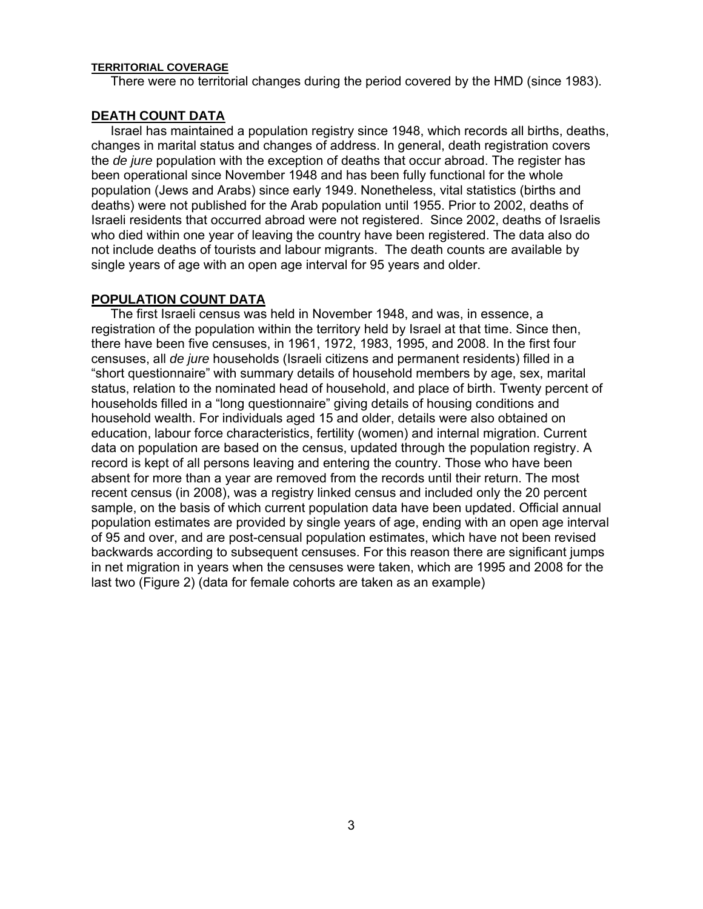## TERRITORIAL COVERAGE

There were no territorial changes during the period covered by the HMD (since 1983).

## DEATH COUNT DATA

Israel has maintained a population registry since 1948, which records all births, deaths, changes in marital status and changes of address. In general, death registration covers the *de jure* population with the exception of deaths that occur abroad. The register has been operational since November 1948 and has been fully functional for the whole population (Jews and Arabs) since early 1949. Nonetheless, vital statistics (births and deaths) were not published for the Arab population until 1955. Prior to 2002, deaths of Israeli residents that occurred abroad were not registered. Since 2002, deaths of Israelis who died within one year of leaving the country have been registered. The data also do not include deaths of tourists and labour migrants. The death counts are available by single years of age with an open age interval for 95 years and older.

## POPULATION COUNT DATA

The first Israeli census was held in November 1948, and was, in essence, a registration of the population within the territory held by Israel at that time. Since then, there have been five censuses, in 1961, 1972, 1983, 1995, and 2008. In the first four censuses, all *de jure* households (Israeli citizens and permanent residents) filled in a "short questionnaire" with summary details of household members by age, sex, marital status, relation to the nominated head of household, and place of birth. Twenty percent of households filled in a "long questionnaire" giving details of housing conditions and household wealth. For individuals aged 15 and older, details were also obtained on education, labour force characteristics, fertility (women) and internal migration. Current data on population are based on the census, updated through the population registry. A record is kept of all persons leaving and entering the country. Those who have been absent for more than a year are removed from the records until their return. The most recent census (in 2008), was a registry linked census and included only the 20 percent sample, on the basis of which current population data have been updated. Official annual population estimates are provided by single years of age, ending with an open age interval of 95 and over, and are post-censual population estimates, which have not been revised backwards according to subsequent censuses. For this reason there are significant jumps in net migration in years when the censuses were taken, which are 1995 and 2008 for the last two (Figure 2) (data for female cohorts are taken as an example)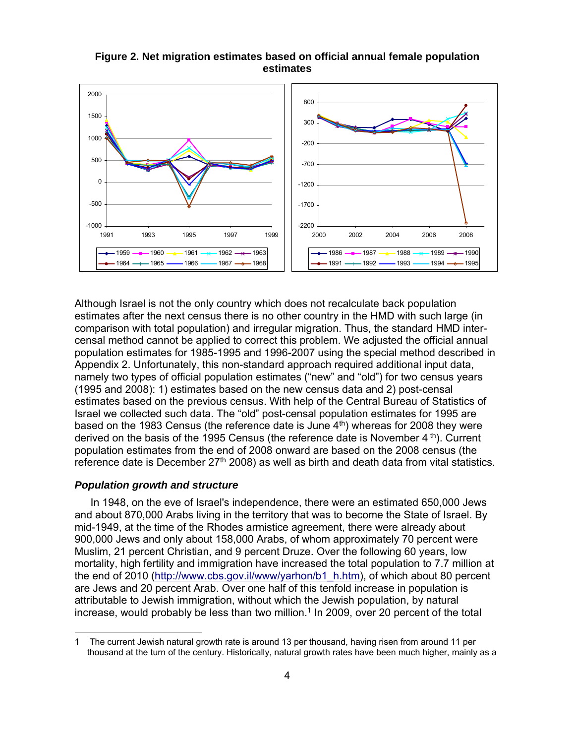**Figure 2. Net migration estimates based on official annual female population estimates**

Although Israel is not the only country which does not recalculate back population estimates after the next census there is no other country in the HMD with such large (in comparison with total population) and irregular migration. Thus, the standard HMD inter-censal method cannot be applied to correct this problem. We adjusted the official annual population estimates for 1985-1995 and 1996-2007 using the special method described in Appendix 2. Unfortunately, this non-standard approach required additional input data, namely two types of official population estimates ("new" and "old") for two census years (1995 and 2008): 1) estimates based on the new census data and 2) post-censal estimates based on the previous census. With help of the Central Bureau of Statistics of Israel we collected such data. The "old" post-censal population estimates for 1995 are based on the 1983 Census (the reference date is June 4th) whereas for 2008 they were derived on the basis of the 1995 Census (the reference date is November 4 th). Current population estimates from the end of 2008 onward are based on the 2008 census (the reference date is December 27th 2008) as well as birth and death data from vital statistics.

### *Population growth and structure*

In 1948, on the eve of Israel's independence, there were an estimated 650,000 Jews and about 870,000 Arabs living in the territory that was to become the State of Israel. By mid-1949, at the time of the Rhodes armistice agreement, there were already about 900,000 Jews and only about 158,000 Arabs, of whom approximately 70 percent were Muslim, 21 percent Christian, and 9 percent Druze. Over the following 60 years, low mortality, high fertility and immigration have increased the total population to 7.7 million at the end of 2010 (http://www.cbs.gov.il/www/yarhon/b1_h.htm), of which about 80 percent are Jews and 20 percent Arab. Over one half of this tenfold increase in population is attributable to Jewish immigration, without which the Jewish population, by natural increase, would probably be less than two million.[1] In 2009, over 20 percent of the total

1 The current Jewish natural growth rate is around 13 per thousand, having risen from around 11 per thousand at the turn of the century. Historically, natural growth rates have been much higher, mainly as a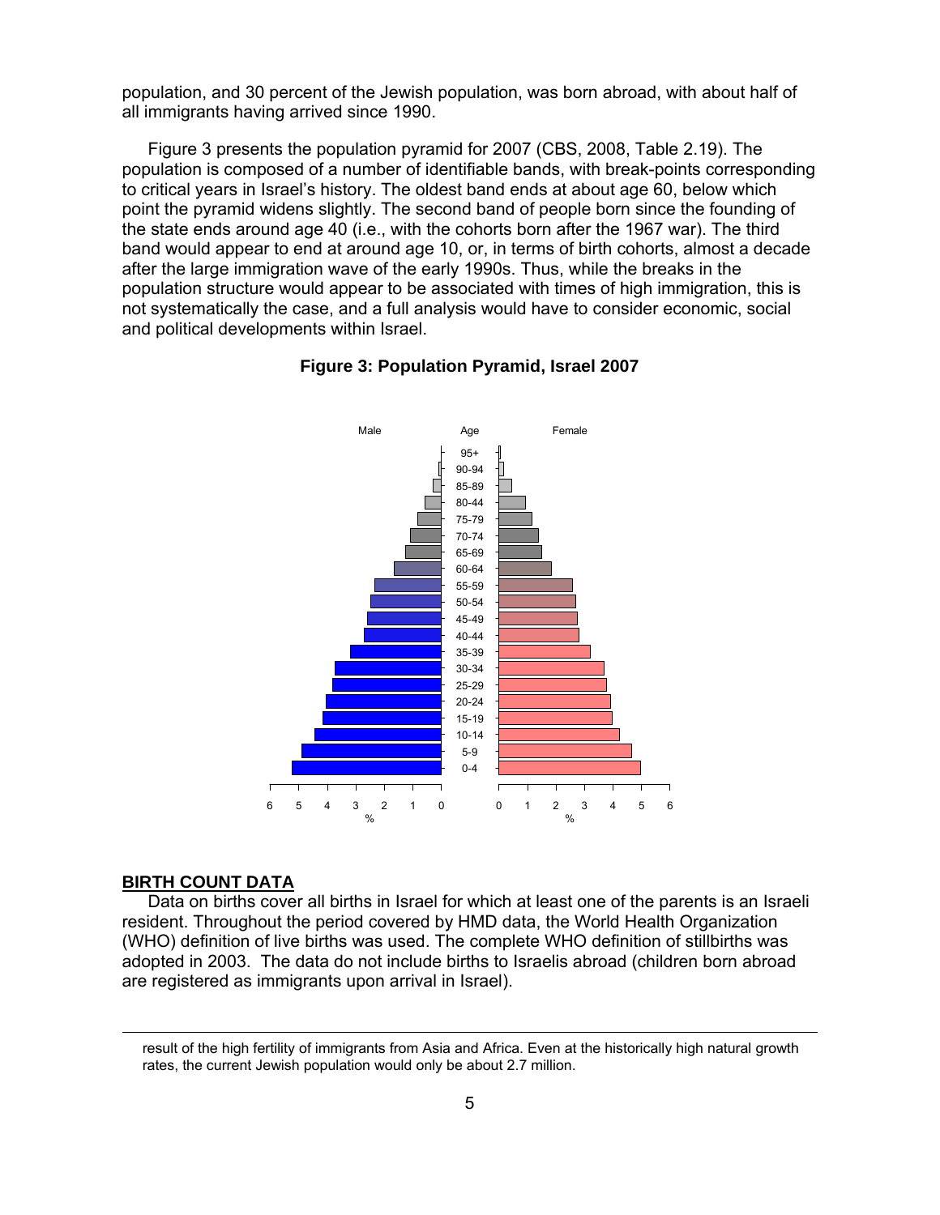population, and 30 percent of the Jewish population, was born abroad, with about half of all immigrants having arrived since 1990.

Figure 3 presents the population pyramid for 2007 (CBS, 2008, Table 2.19). The population is composed of a number of identifiable bands, with break-points corresponding to critical years in Israel's history. The oldest band ends at about age 60, below which point the pyramid widens slightly. The second band of people born since the founding of the state ends around age 40 (i.e., with the cohorts born after the 1967 war). The third band would appear to end at around age 10, or, in terms of birth cohorts, almost a decade after the large immigration wave of the early 1990s. Thus, while the breaks in the population structure would appear to be associated with times of high immigration, this is not systematically the case, and a full analysis would have to consider economic, social and political developments within Israel.

**Figure 3: Population Pyramid, Israel 2007**

## BIRTH COUNT DATA

Data on births cover all births in Israel for which at least one of the parents is an Israeli resident. Throughout the period covered by HMD data, the World Health Organization (WHO) definition of live births was used. The complete WHO definition of stillbirths was adopted in 2003. The data do not include births to Israelis abroad (children born abroad are registered as immigrants upon arrival in Israel).

---

result of the high fertility of immigrants from Asia and Africa. Even at the historically high natural growth rates, the current Jewish population would only be about 2.7 million.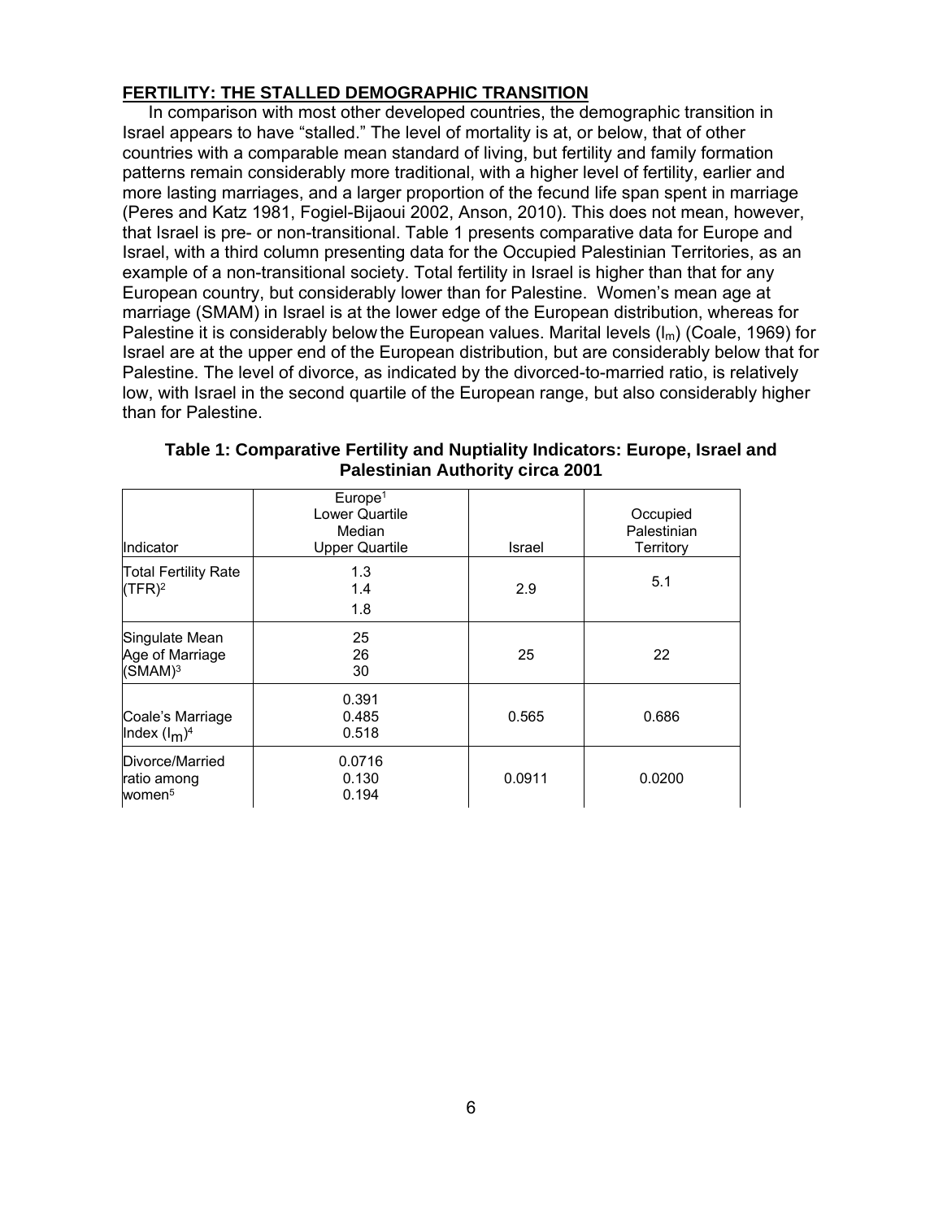## FERTILITY: THE STALLED DEMOGRAPHIC TRANSITION

In comparison with most other developed countries, the demographic transition in Israel appears to have "stalled." The level of mortality is at, or below, that of other countries with a comparable mean standard of living, but fertility and family formation patterns remain considerably more traditional, with a higher level of fertility, earlier and more lasting marriages, and a larger proportion of the fecund life span spent in marriage (Peres and Katz 1981, Fogiel-Bijaoui 2002, Anson, 2010). This does not mean, however, that Israel is pre- or non-transitional. Table 1 presents comparative data for Europe and Israel, with a third column presenting data for the Occupied Palestinian Territories, as an example of a non-transitional society. Total fertility in Israel is higher than that for any European country, but considerably lower than for Palestine. Women's mean age at marriage (SMAM) in Israel is at the lower edge of the European distribution, whereas for Palestine it is considerably below the European values. Marital levels ($I_m$) (Coale, 1969) for Israel are at the upper end of the European distribution, but are considerably below that for Palestine. The level of divorce, as indicated by the divorced-to-married ratio, is relatively low, with Israel in the second quartile of the European range, but also considerably higher than for Palestine.

**Table 1: Comparative Fertility and Nuptiality Indicators: Europe, Israel and Palestinian Authority circa 2001**

| Indicator | Europe[1] Lower Quartile Median Upper Quartile | Israel | Occupied Palestinian Territory |
|---|---|---|---|
| Total Fertility Rate (TFR)[2] | 1.3<br>1.4<br>1.8 | 2.9 | 5.1 |
| Singulate Mean Age of Marriage (SMAM)[3] | 25<br>26<br>30 | 25 | 22 |
| Coale's Marriage Index ($I_m$)[4] | 0.391<br>0.485<br>0.518 | 0.565 | 0.686 |
| Divorce/Married ratio among women[5] | 0.0716<br>0.130<br>0.194 | 0.0911 | 0.0200 |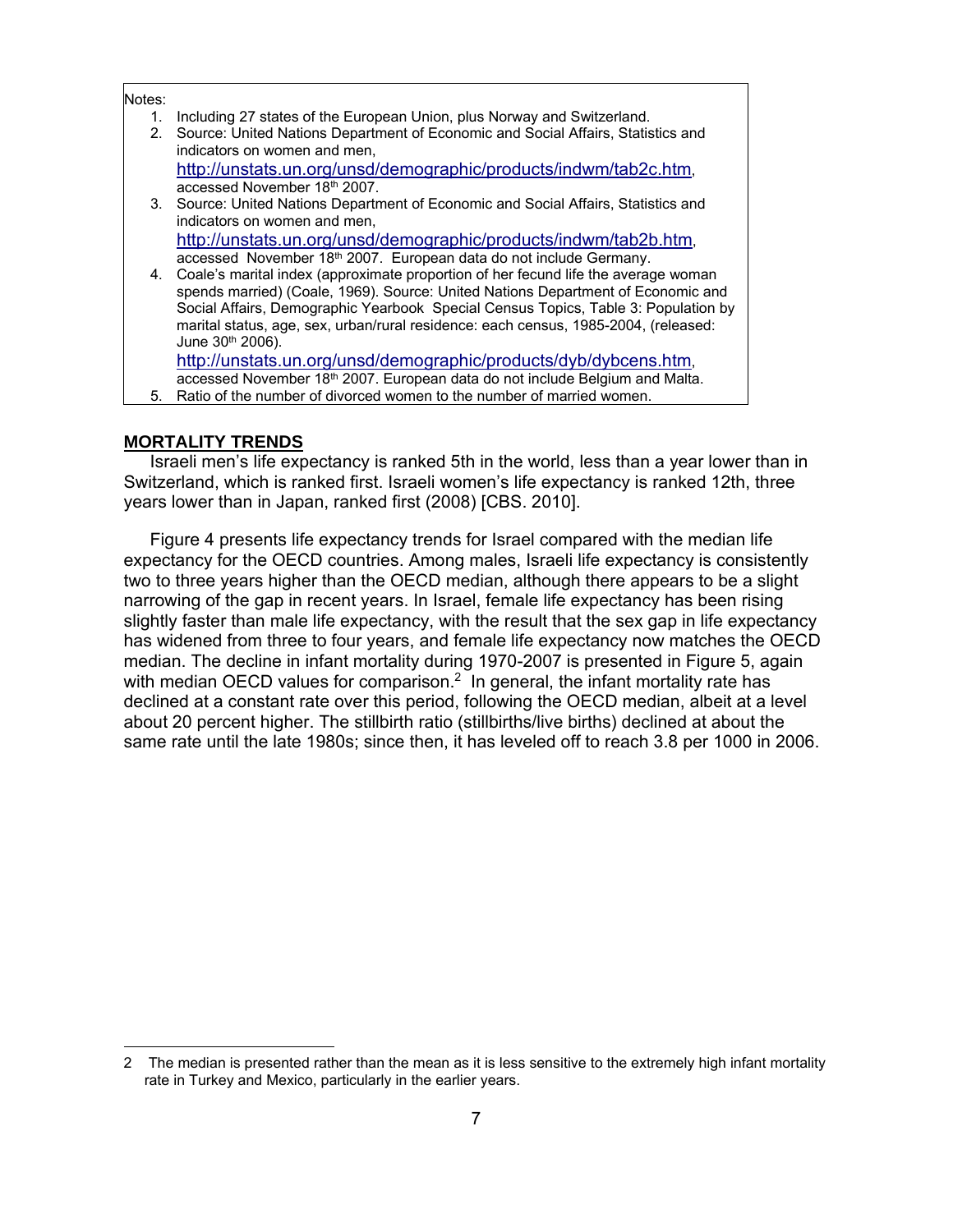Notes:

1. Including 27 states of the European Union, plus Norway and Switzerland.
2. Source: United Nations Department of Economic and Social Affairs, Statistics and indicators on women and men, http://unstats.un.org/unsd/demographic/products/indwm/tab2c.htm, accessed November 18th 2007.
3. Source: United Nations Department of Economic and Social Affairs, Statistics and indicators on women and men, http://unstats.un.org/unsd/demographic/products/indwm/tab2b.htm, accessed November 18th 2007. European data do not include Germany.
4. Coale's marital index (approximate proportion of her fecund life the average woman spends married) (Coale, 1969). Source: United Nations Department of Economic and Social Affairs, Demographic Yearbook Special Census Topics, Table 3: Population by marital status, age, sex, urban/rural residence: each census, 1985-2004, (released: June 30th 2006). http://unstats.un.org/unsd/demographic/products/dyb/dybcens.htm, accessed November 18th 2007. European data do not include Belgium and Malta.
5. Ratio of the number of divorced women to the number of married women.

## MORTALITY TRENDS

Israeli men's life expectancy is ranked 5th in the world, less than a year lower than in Switzerland, which is ranked first. Israeli women's life expectancy is ranked 12th, three years lower than in Japan, ranked first (2008) [CBS. 2010].

Figure 4 presents life expectancy trends for Israel compared with the median life expectancy for the OECD countries. Among males, Israeli life expectancy is consistently two to three years higher than the OECD median, although there appears to be a slight narrowing of the gap in recent years. In Israel, female life expectancy has been rising slightly faster than male life expectancy, with the result that the sex gap in life expectancy has widened from three to four years, and female life expectancy now matches the OECD median. The decline in infant mortality during 1970-2007 is presented in Figure 5, again with median OECD values for comparison.[2] In general, the infant mortality rate has declined at a constant rate over this period, following the OECD median, albeit at a level about 20 percent higher. The stillbirth ratio (stillbirths/live births) declined at about the same rate until the late 1980s; since then, it has leveled off to reach 3.8 per 1000 in 2006.

---

2 The median is presented rather than the mean as it is less sensitive to the extremely high infant mortality rate in Turkey and Mexico, particularly in the earlier years.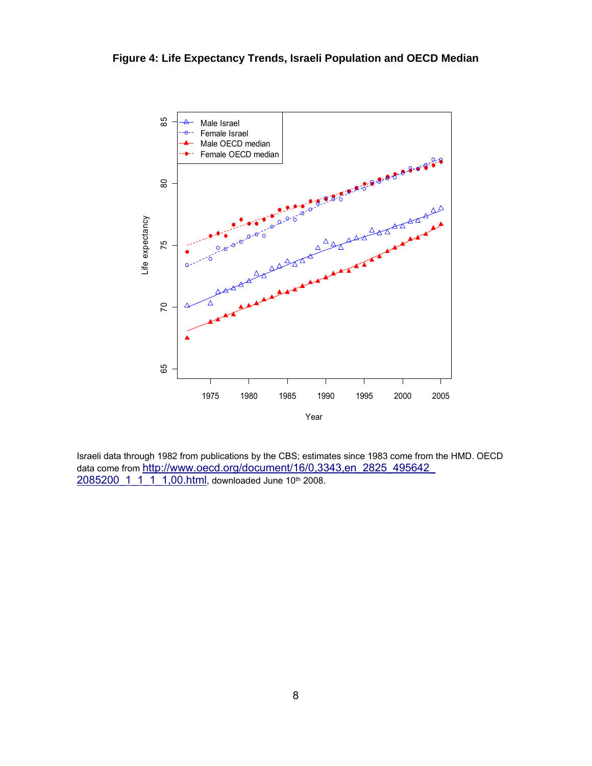**Figure 4: Life Expectancy Trends, Israeli Population and OECD Median**

Israeli data through 1982 from publications by the CBS; estimates since 1983 come from the HMD. OECD data come from http://www.oecd.org/document/16/0,3343,en_2825_495642_2085200_1_1_1_1,00.html, downloaded June 10th 2008.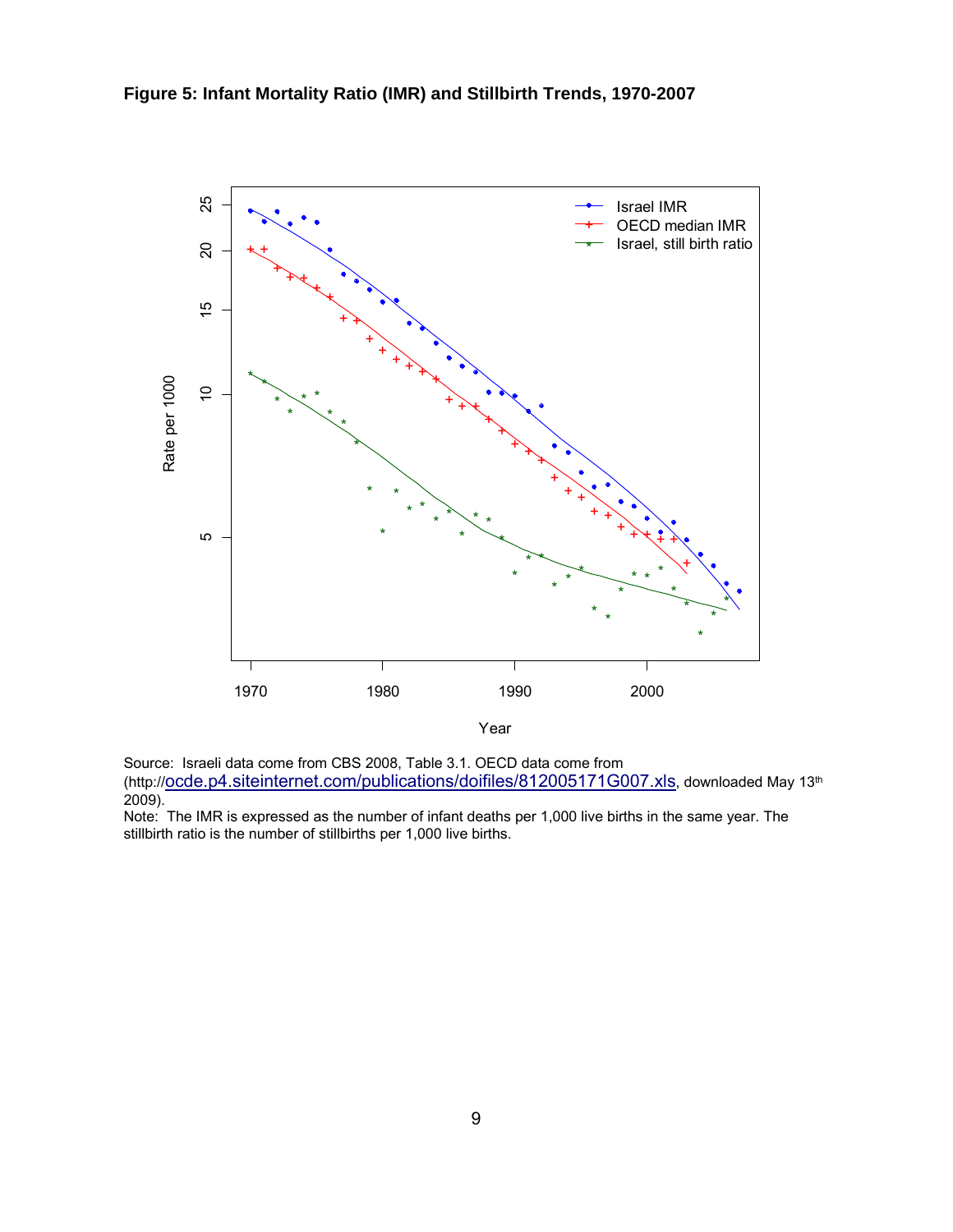**Figure 5: Infant Mortality Ratio (IMR) and Stillbirth Trends, 1970-2007**

Source: Israeli data come from CBS 2008, Table 3.1. OECD data come from (http://ocde.p4.siteinternet.com/publications/doifiles/812005171G007.xls, downloaded May 13th 2009).

Note: The IMR is expressed as the number of infant deaths per 1,000 live births in the same year. The stillbirth ratio is the number of stillbirths per 1,000 live births.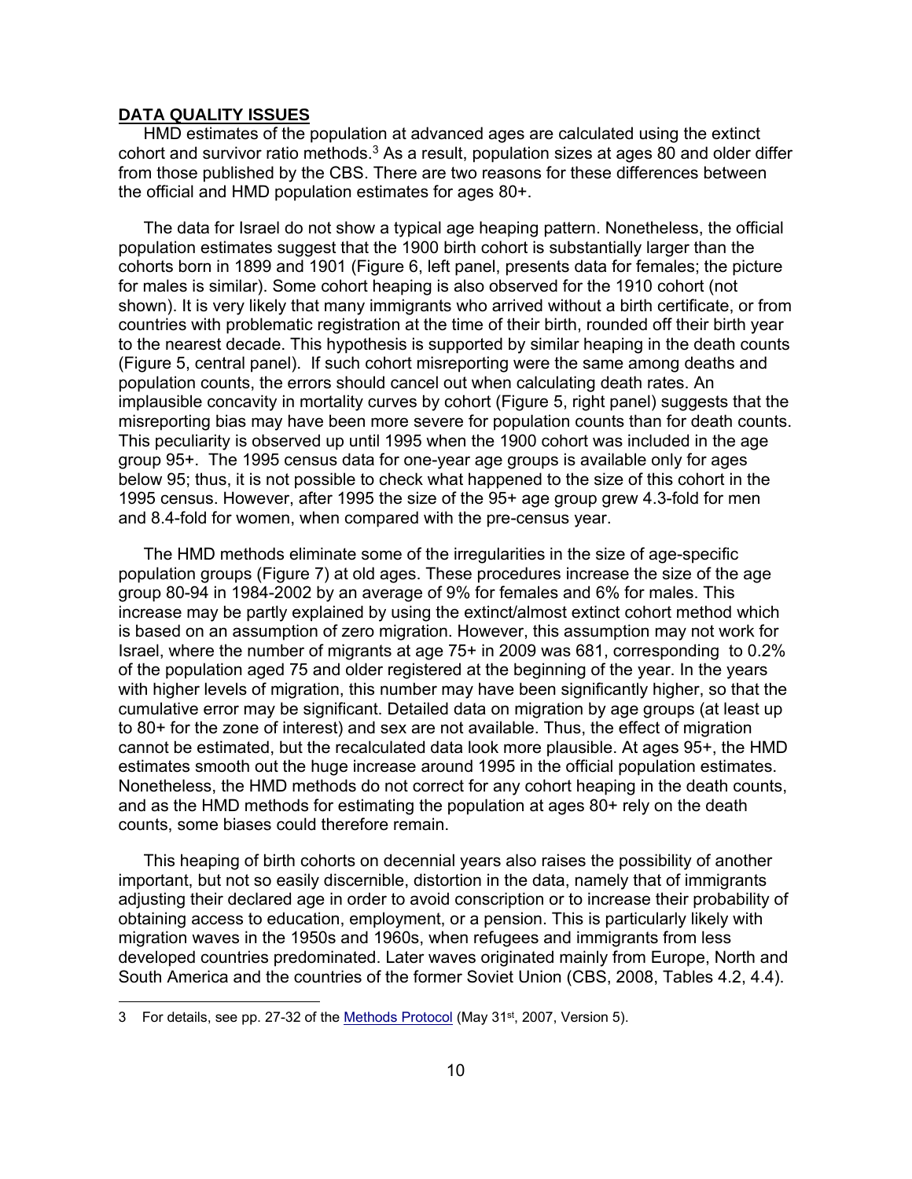## DATA QUALITY ISSUES

HMD estimates of the population at advanced ages are calculated using the extinct cohort and survivor ratio methods.[3] As a result, population sizes at ages 80 and older differ from those published by the CBS. There are two reasons for these differences between the official and HMD population estimates for ages 80+.

The data for Israel do not show a typical age heaping pattern. Nonetheless, the official population estimates suggest that the 1900 birth cohort is substantially larger than the cohorts born in 1899 and 1901 (Figure 6, left panel, presents data for females; the picture for males is similar). Some cohort heaping is also observed for the 1910 cohort (not shown). It is very likely that many immigrants who arrived without a birth certificate, or from countries with problematic registration at the time of their birth, rounded off their birth year to the nearest decade. This hypothesis is supported by similar heaping in the death counts (Figure 5, central panel). If such cohort misreporting were the same among deaths and population counts, the errors should cancel out when calculating death rates. An implausible concavity in mortality curves by cohort (Figure 5, right panel) suggests that the misreporting bias may have been more severe for population counts than for death counts. This peculiarity is observed up until 1995 when the 1900 cohort was included in the age group 95+. The 1995 census data for one-year age groups is available only for ages below 95; thus, it is not possible to check what happened to the size of this cohort in the 1995 census. However, after 1995 the size of the 95+ age group grew 4.3-fold for men and 8.4-fold for women, when compared with the pre-census year.

The HMD methods eliminate some of the irregularities in the size of age-specific population groups (Figure 7) at old ages. These procedures increase the size of the age group 80-94 in 1984-2002 by an average of 9% for females and 6% for males. This increase may be partly explained by using the extinct/almost extinct cohort method which is based on an assumption of zero migration. However, this assumption may not work for Israel, where the number of migrants at age 75+ in 2009 was 681, corresponding to 0.2% of the population aged 75 and older registered at the beginning of the year. In the years with higher levels of migration, this number may have been significantly higher, so that the cumulative error may be significant. Detailed data on migration by age groups (at least up to 80+ for the zone of interest) and sex are not available. Thus, the effect of migration cannot be estimated, but the recalculated data look more plausible. At ages 95+, the HMD estimates smooth out the huge increase around 1995 in the official population estimates. Nonetheless, the HMD methods do not correct for any cohort heaping in the death counts, and as the HMD methods for estimating the population at ages 80+ rely on the death counts, some biases could therefore remain.

This heaping of birth cohorts on decennial years also raises the possibility of another important, but not so easily discernible, distortion in the data, namely that of immigrants adjusting their declared age in order to avoid conscription or to increase their probability of obtaining access to education, employment, or a pension. This is particularly likely with migration waves in the 1950s and 1960s, when refugees and immigrants from less developed countries predominated. Later waves originated mainly from Europe, North and South America and the countries of the former Soviet Union (CBS, 2008, Tables 4.2, 4.4).

---

3 For details, see pp. 27-32 of the Methods Protocol (May 31st, 2007, Version 5).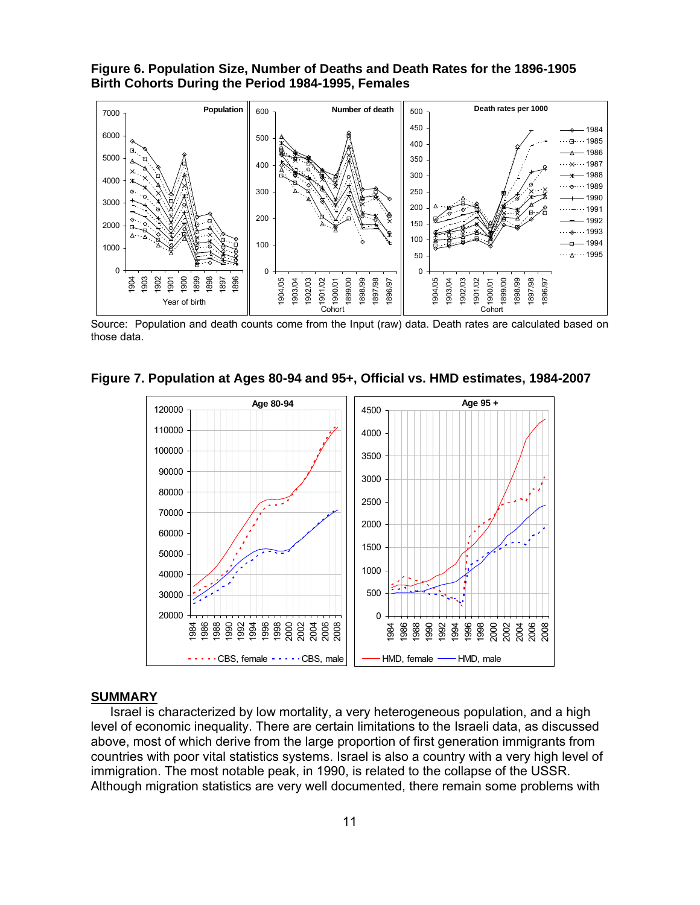**Figure 6. Population Size, Number of Deaths and Death Rates for the 1896-1905 Birth Cohorts During the Period 1984-1995, Females**

Source: Population and death counts come from the Input (raw) data. Death rates are calculated based on those data.

**Figure 7. Population at Ages 80-94 and 95+, Official vs. HMD estimates, 1984-2007**

## SUMMARY

Israel is characterized by low mortality, a very heterogeneous population, and a high level of economic inequality. There are certain limitations to the Israeli data, as discussed above, most of which derive from the large proportion of first generation immigrants from countries with poor vital statistics systems. Israel is also a country with a very high level of immigration. The most notable peak, in 1990, is related to the collapse of the USSR. Although migration statistics are very well documented, there remain some problems with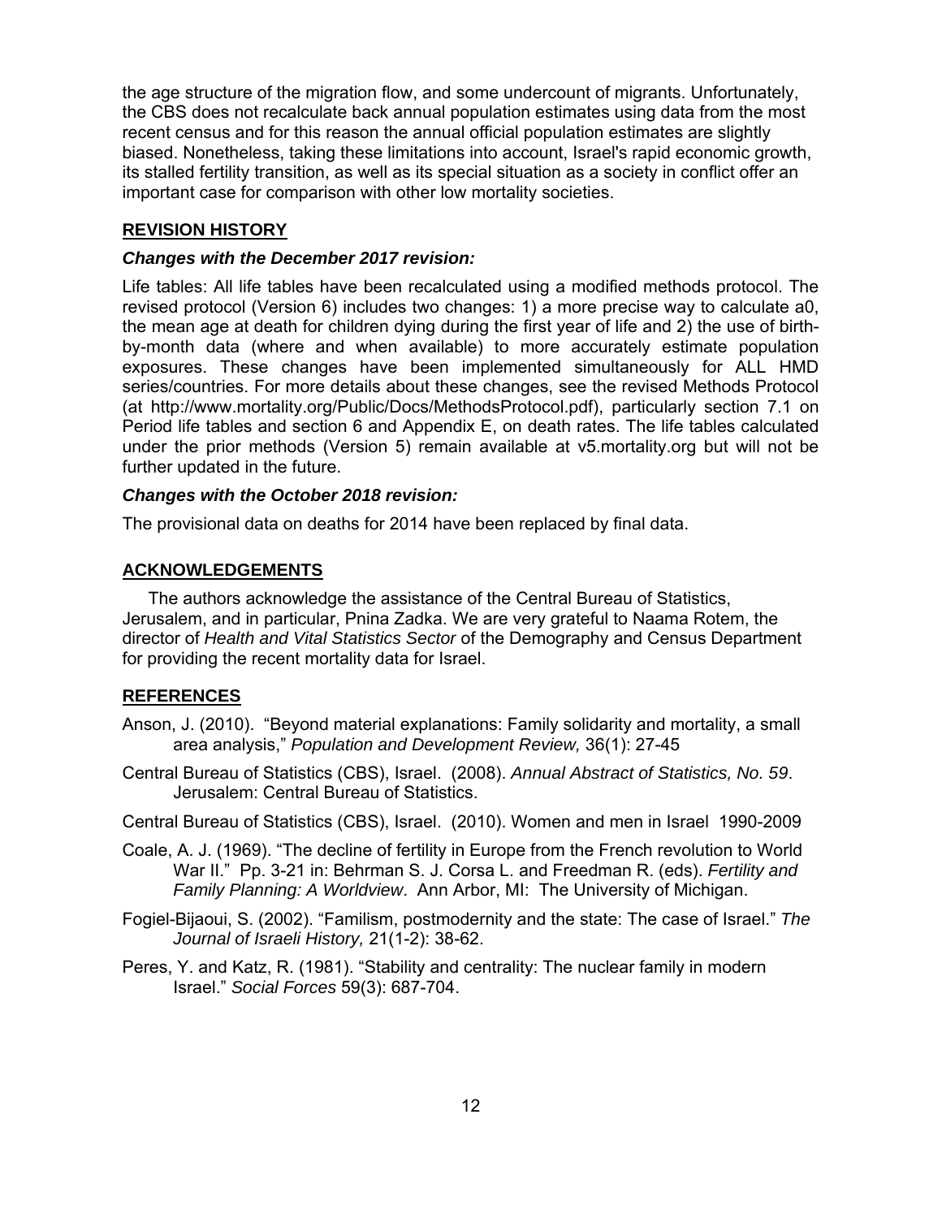the age structure of the migration flow, and some undercount of migrants. Unfortunately, the CBS does not recalculate back annual population estimates using data from the most recent census and for this reason the annual official population estimates are slightly biased. Nonetheless, taking these limitations into account, Israel's rapid economic growth, its stalled fertility transition, as well as its special situation as a society in conflict offer an important case for comparison with other low mortality societies.

## REVISION HISTORY

### *Changes with the December 2017 revision:*

Life tables: All life tables have been recalculated using a modified methods protocol. The revised protocol (Version 6) includes two changes: 1) a more precise way to calculate a0, the mean age at death for children dying during the first year of life and 2) the use of birth-by-month data (where and when available) to more accurately estimate population exposures. These changes have been implemented simultaneously for ALL HMD series/countries. For more details about these changes, see the revised Methods Protocol (at http://www.mortality.org/Public/Docs/MethodsProtocol.pdf), particularly section 7.1 on Period life tables and section 6 and Appendix E, on death rates. The life tables calculated under the prior methods (Version 5) remain available at v5.mortality.org but will not be further updated in the future.

### *Changes with the October 2018 revision:*

The provisional data on deaths for 2014 have been replaced by final data.

## ACKNOWLEDGEMENTS

The authors acknowledge the assistance of the Central Bureau of Statistics, Jerusalem, and in particular, Pnina Zadka. We are very grateful to Naama Rotem, the director of *Health and Vital Statistics Sector* of the Demography and Census Department for providing the recent mortality data for Israel.

## REFERENCES

Anson, J. (2010). "Beyond material explanations: Family solidarity and mortality, a small area analysis," *Population and Development Review,* 36(1): 27-45

Central Bureau of Statistics (CBS), Israel. (2008). *Annual Abstract of Statistics, No. 59*. Jerusalem: Central Bureau of Statistics.

Central Bureau of Statistics (CBS), Israel. (2010). Women and men in Israel 1990-2009

Coale, A. J. (1969). "The decline of fertility in Europe from the French revolution to World War II." Pp. 3-21 in: Behrman S. J. Corsa L. and Freedman R. (eds). *Fertility and Family Planning: A Worldview*. Ann Arbor, MI: The University of Michigan.

Fogiel-Bijaoui, S. (2002). "Familism, postmodernity and the state: The case of Israel." *The Journal of Israeli History,* 21(1-2): 38-62.

Peres, Y. and Katz, R. (1981). "Stability and centrality: The nuclear family in modern Israel." *Social Forces* 59(3): 687-704.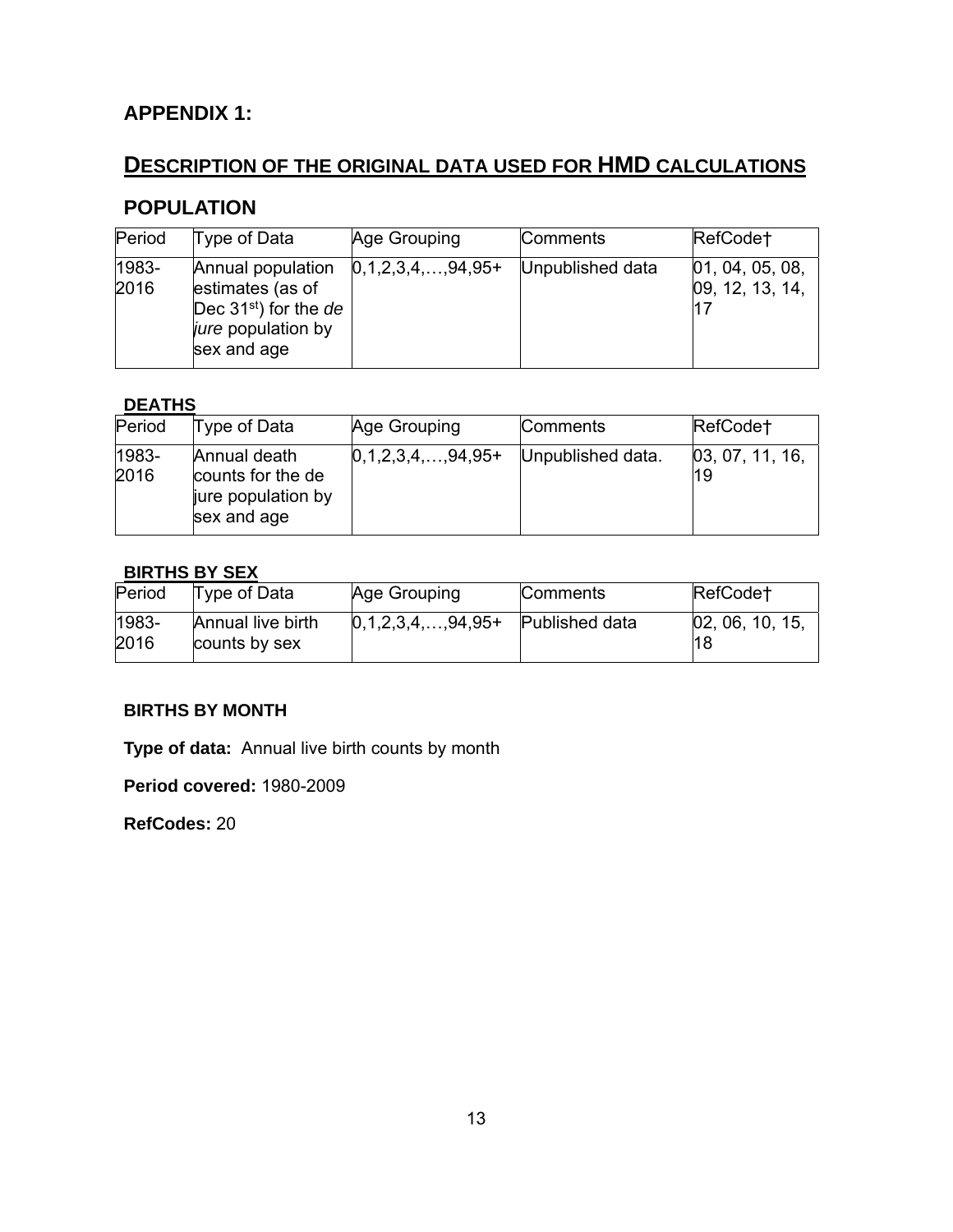## APPENDIX 1:

## DESCRIPTION OF THE ORIGINAL DATA USED FOR HMD CALCULATIONS

### POPULATION

| Period | Type of Data | Age Grouping | Comments | RefCode† |
|---|---|---|---|---|
| 1983-2016 | Annual population estimates (as of Dec 31[st]) for the *de jure* population by sex and age | 0,1,2,3,4,…,94,95+ | Unpublished data | 01, 04, 05, 08, 09, 12, 13, 14, 17 |

### DEATHS

| Period | Type of Data | Age Grouping | Comments | RefCode† |
|---|---|---|---|---|
| 1983-2016 | Annual death counts for the de jure population by sex and age | 0,1,2,3,4,…,94,95+ | Unpublished data. | 03, 07, 11, 16, 19 |

### BIRTHS BY SEX

| Period | Type of Data | Age Grouping | Comments | RefCode† |
|---|---|---|---|---|
| 1983-2016 | Annual live birth counts by sex | 0,1,2,3,4,…,94,95+ | Published data | 02, 06, 10, 15, 18 |

### BIRTHS BY MONTH

**Type of data:** Annual live birth counts by month

**Period covered:** 1980-2009

**RefCodes:** 20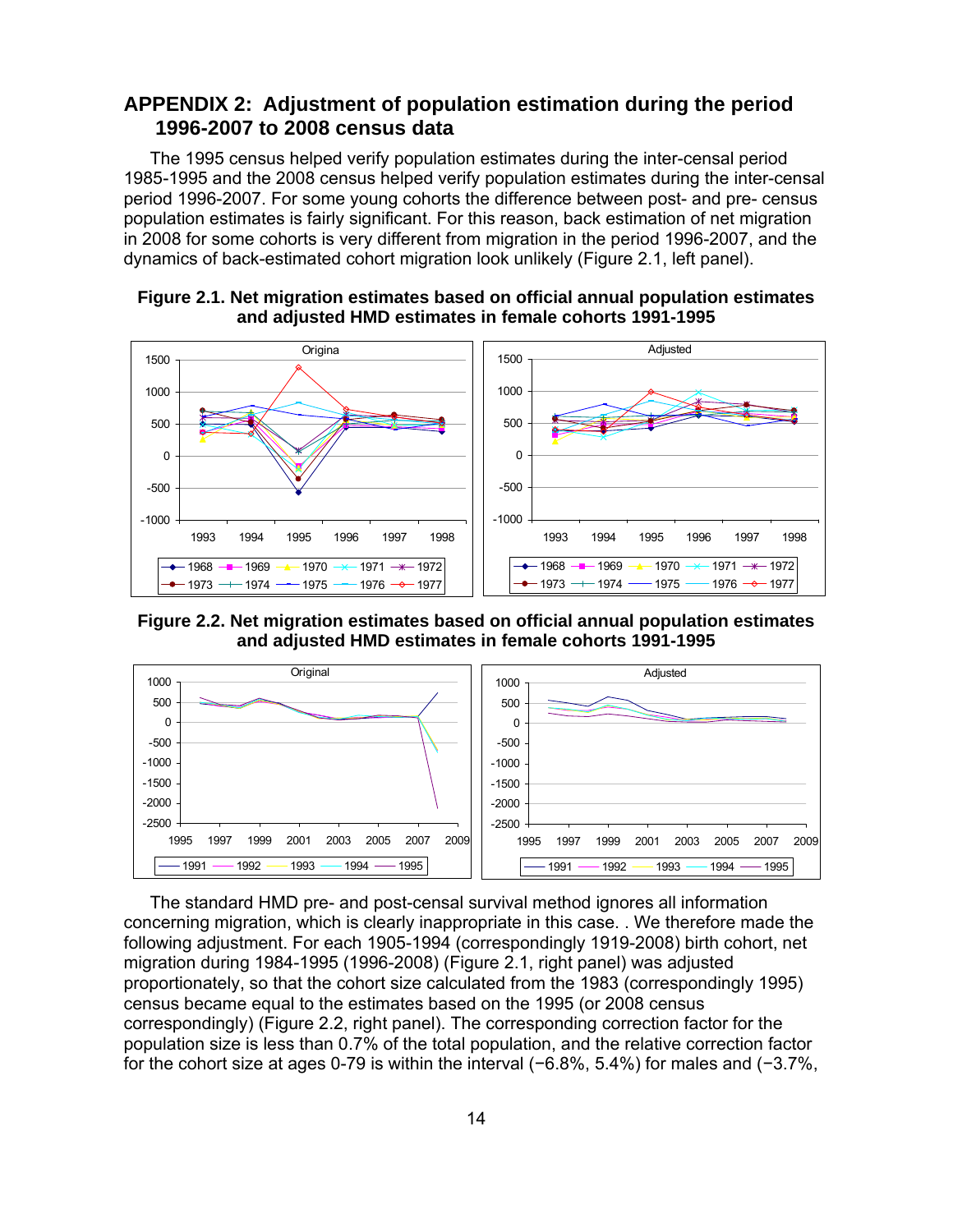## APPENDIX 2: Adjustment of population estimation during the period 1996-2007 to 2008 census data

The 1995 census helped verify population estimates during the inter-censal period 1985-1995 and the 2008 census helped verify population estimates during the inter-censal period 1996-2007. For some young cohorts the difference between post- and pre- census population estimates is fairly significant. For this reason, back estimation of net migration in 2008 for some cohorts is very different from migration in the period 1996-2007, and the dynamics of back-estimated cohort migration look unlikely (Figure 2.1, left panel).

**Figure 2.1. Net migration estimates based on official annual population estimates and adjusted HMD estimates in female cohorts 1991-1995**

**Figure 2.2. Net migration estimates based on official annual population estimates and adjusted HMD estimates in female cohorts 1991-1995**

The standard HMD pre- and post-censal survival method ignores all information concerning migration, which is clearly inappropriate in this case. . We therefore made the following adjustment. For each 1905-1994 (correspondingly 1919-2008) birth cohort, net migration during 1984-1995 (1996-2008) (Figure 2.1, right panel) was adjusted proportionately, so that the cohort size calculated from the 1983 (correspondingly 1995) census became equal to the estimates based on the 1995 (or 2008 census correspondingly) (Figure 2.2, right panel). The corresponding correction factor for the population size is less than 0.7% of the total population, and the relative correction factor for the cohort size at ages 0-79 is within the interval (−6.8%, 5.4%) for males and (−3.7%,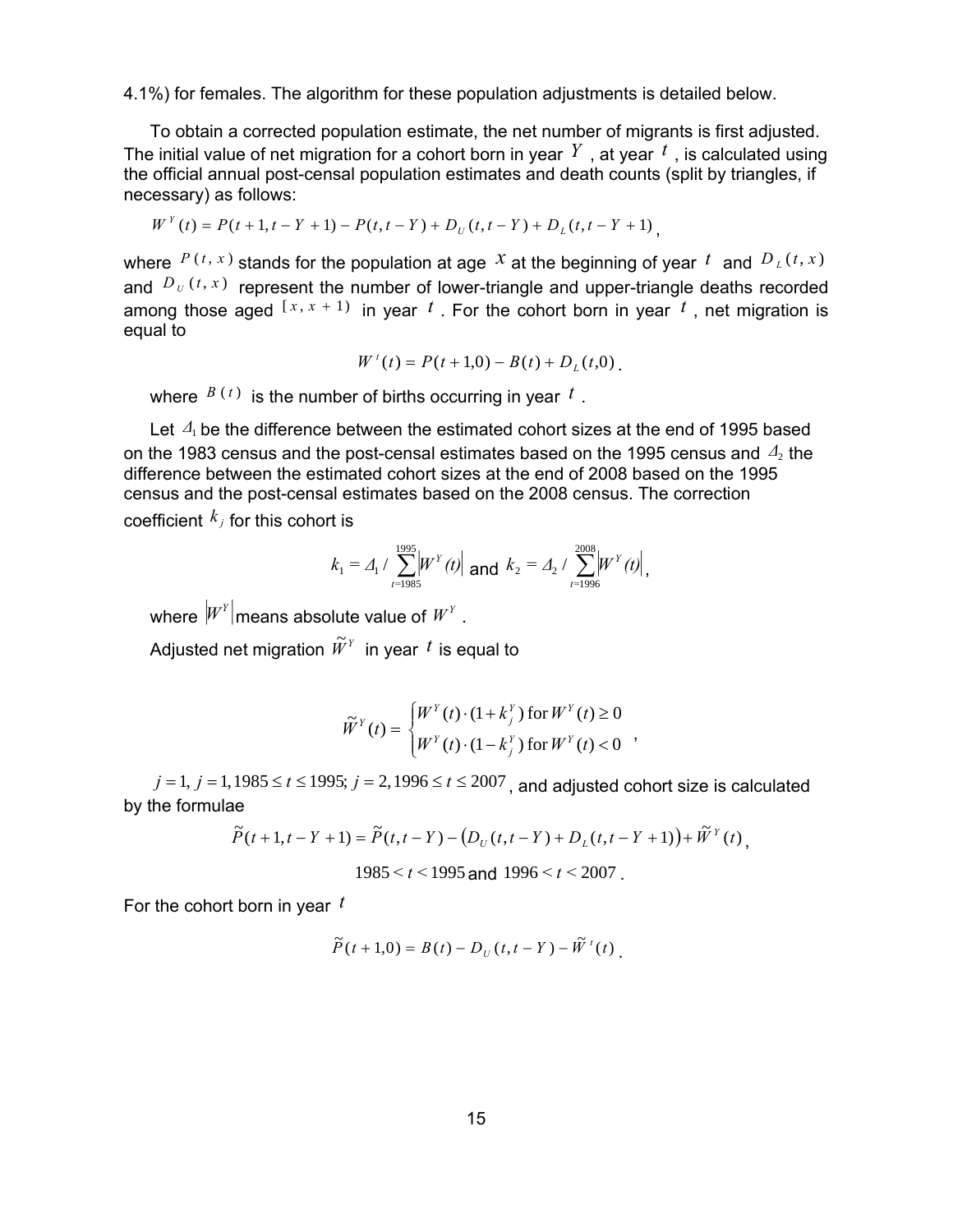4.1%) for females. The algorithm for these population adjustments is detailed below.

To obtain a corrected population estimate, the net number of migrants is first adjusted. The initial value of net migration for a cohort born in year $Y$, at year $t$, is calculated using the official annual post-censal population estimates and death counts (split by triangles, if necessary) as follows:

$$W^{Y}(t) = P(t+1, t-Y+1) - P(t, t-Y) + D_{U}(t, t-Y) + D_{L}(t, t-Y+1),$$

where $P(t, x)$ stands for the population at age $x$ at the beginning of year $t$ and $D_{L}(t, x)$ and $D_{U}(t, x)$ represent the number of lower-triangle and upper-triangle deaths recorded among those aged $[x, x+1)$ in year $t$. For the cohort born in year $t$, net migration is equal to

$$W^{t}(t) = P(t+1, 0) - B(t) + D_{L}(t, 0).$$

where $B(t)$ is the number of births occurring in year $t$.

Let $\Delta_1$ be the difference between the estimated cohort sizes at the end of 1995 based on the 1983 census and the post-censal estimates based on the 1995 census and $\Delta_2$ the difference between the estimated cohort sizes at the end of 2008 based on the 1995 census and the post-censal estimates based on the 2008 census. The correction coefficient $k_j$ for this cohort is

$$k_1 = \Delta_1 / \sum_{t=1985}^{1995} \left| W^{Y}(t) \right| \text{ and } k_2 = \Delta_2 / \sum_{t=1996}^{2008} \left| W^{Y}(t) \right|,$$

where $\left| W^{Y} \right|$ means absolute value of $W^{Y}$.

Adjusted net migration $\widetilde{W}^{Y}$ in year $t$ is equal to

$$\widetilde{W}^{Y}(t) = \begin{cases} W^{Y}(t) \cdot (1 + k_{j}^{Y}) \text{ for } W^{Y}(t) \geq 0 \\ W^{Y}(t) \cdot (1 - k_{j}^{Y}) \text{ for } W^{Y}(t) < 0 \end{cases},$$

$j = 1,\ j = 1, 1985 \leq t \leq 1995;\ j = 2, 1996 \leq t \leq 2007$, and adjusted cohort size is calculated by the formulae

$$\widetilde{P}(t+1, t-Y+1) = \widetilde{P}(t, t-Y) - \left( D_{U}(t, t-Y) + D_{L}(t, t-Y+1) \right) + \widetilde{W}^{Y}(t),$$

$$1985 < t < 1995 \text{ and } 1996 < t < 2007.$$

For the cohort born in year $t$

$$\widetilde{P}(t+1, 0) = B(t) - D_{U}(t, t-Y) - \widetilde{W}^{t}(t).$$